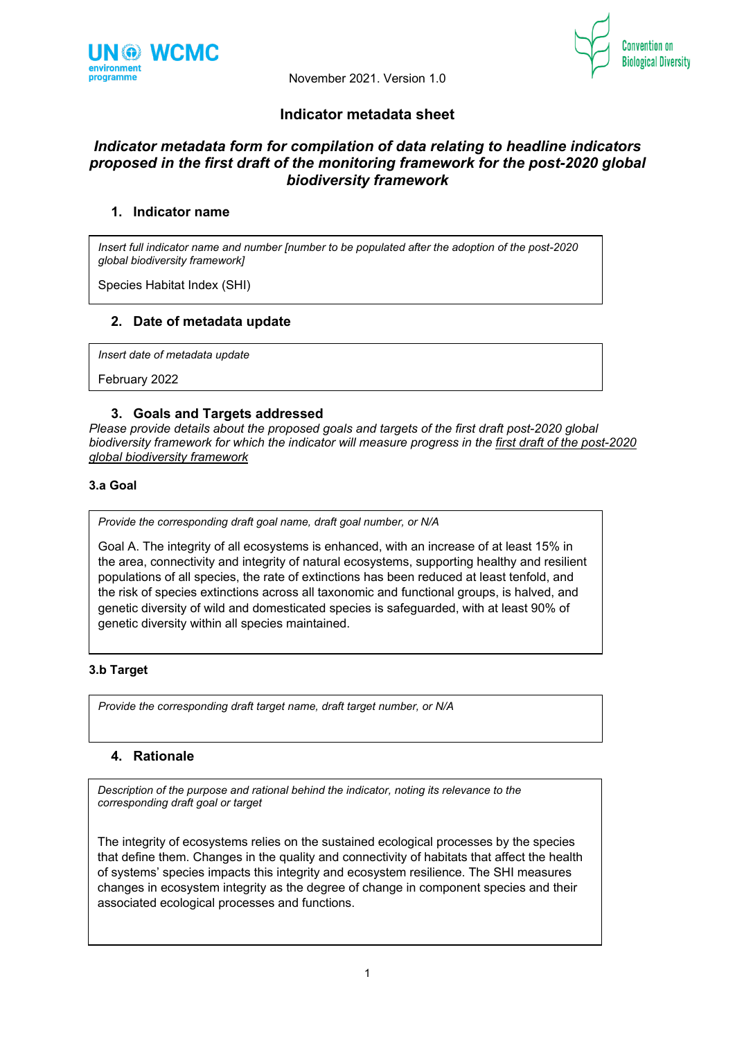November 2021. Version 1.0

# Indicator metadata sheet

## *Indicator metadata form for compilation of data relating to headline indicators proposed in the first draft of the monitoring framework for the post-2020 global biodiversity framework*

### 1. Indicator name

*Insert full indicator name and number [number to be populated after the adoption of the post-2020 global biodiversity framework]*

Species Habitat Index (SHI)

### 2. Date of metadata update

*Insert date of metadata update*

February 2022

### 3. Goals and Targets addressed

*Please provide details about the proposed goals and targets of the first draft post-2020 global biodiversity framework for which the indicator will measure progress in the first draft of the post-2020 global biodiversity framework*

#### 3.a Goal

*Provide the corresponding draft goal name, draft goal number, or N/A*

Goal A. The integrity of all ecosystems is enhanced, with an increase of at least 15% in the area, connectivity and integrity of natural ecosystems, supporting healthy and resilient populations of all species, the rate of extinctions has been reduced at least tenfold, and the risk of species extinctions across all taxonomic and functional groups, is halved, and genetic diversity of wild and domesticated species is safeguarded, with at least 90% of genetic diversity within all species maintained.

#### 3.b Target

*Provide the corresponding draft target name, draft target number, or N/A*

### 4. Rationale

*Description of the purpose and rational behind the indicator, noting its relevance to the corresponding draft goal or target*

The integrity of ecosystems relies on the sustained ecological processes by the species that define them. Changes in the quality and connectivity of habitats that affect the health of systems' species impacts this integrity and ecosystem resilience. The SHI measures changes in ecosystem integrity as the degree of change in component species and their associated ecological processes and functions.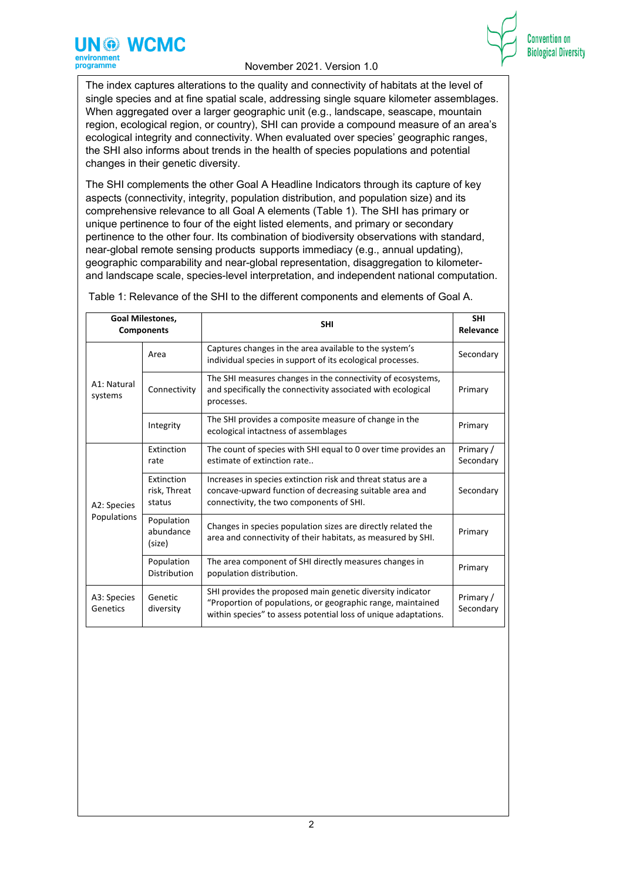The index captures alterations to the quality and connectivity of habitats at the level of single species and at fine spatial scale, addressing single square kilometer assemblages. When aggregated over a larger geographic unit (e.g., landscape, seascape, mountain region, ecological region, or country), SHI can provide a compound measure of an area's ecological integrity and connectivity. When evaluated over species' geographic ranges, the SHI also informs about trends in the health of species populations and potential changes in their genetic diversity.

The SHI complements the other Goal A Headline Indicators through its capture of key aspects (connectivity, integrity, population distribution, and population size) and its comprehensive relevance to all Goal A elements (Table 1). The SHI has primary or unique pertinence to four of the eight listed elements, and primary or secondary pertinence to the other four. Its combination of biodiversity observations with standard, near-global remote sensing products supports immediacy (e.g., annual updating), geographic comparability and near-global representation, disaggregation to kilometer- and landscape scale, species-level interpretation, and independent national computation.

Table 1: Relevance of the SHI to the different components and elements of Goal A.

| **Goal Milestones, Components** | | **SHI** | **SHI Relevance** |
|---|---|---|---|
| A1: Natural systems | Area | Captures changes in the area available to the system's individual species in support of its ecological processes. | Secondary |
| | Connectivity | The SHI measures changes in the connectivity of ecosystems, and specifically the connectivity associated with ecological processes. | Primary |
| | Integrity | The SHI provides a composite measure of change in the ecological intactness of assemblages | Primary |
| A2: Species Populations | Extinction rate | The count of species with SHI equal to 0 over time provides an estimate of extinction rate.. | Primary / Secondary |
| | Extinction risk, Threat status | Increases in species extinction risk and threat status are a concave-upward function of decreasing suitable area and connectivity, the two components of SHI. | Secondary |
| | Population abundance (size) | Changes in species population sizes are directly related the area and connectivity of their habitats, as measured by SHI. | Primary |
| | Population Distribution | The area component of SHI directly measures changes in population distribution. | Primary |
| A3: Species Genetics | Genetic diversity | SHI provides the proposed main genetic diversity indicator "Proportion of populations, or geographic range, maintained within species" to assess potential loss of unique adaptations. | Primary / Secondary |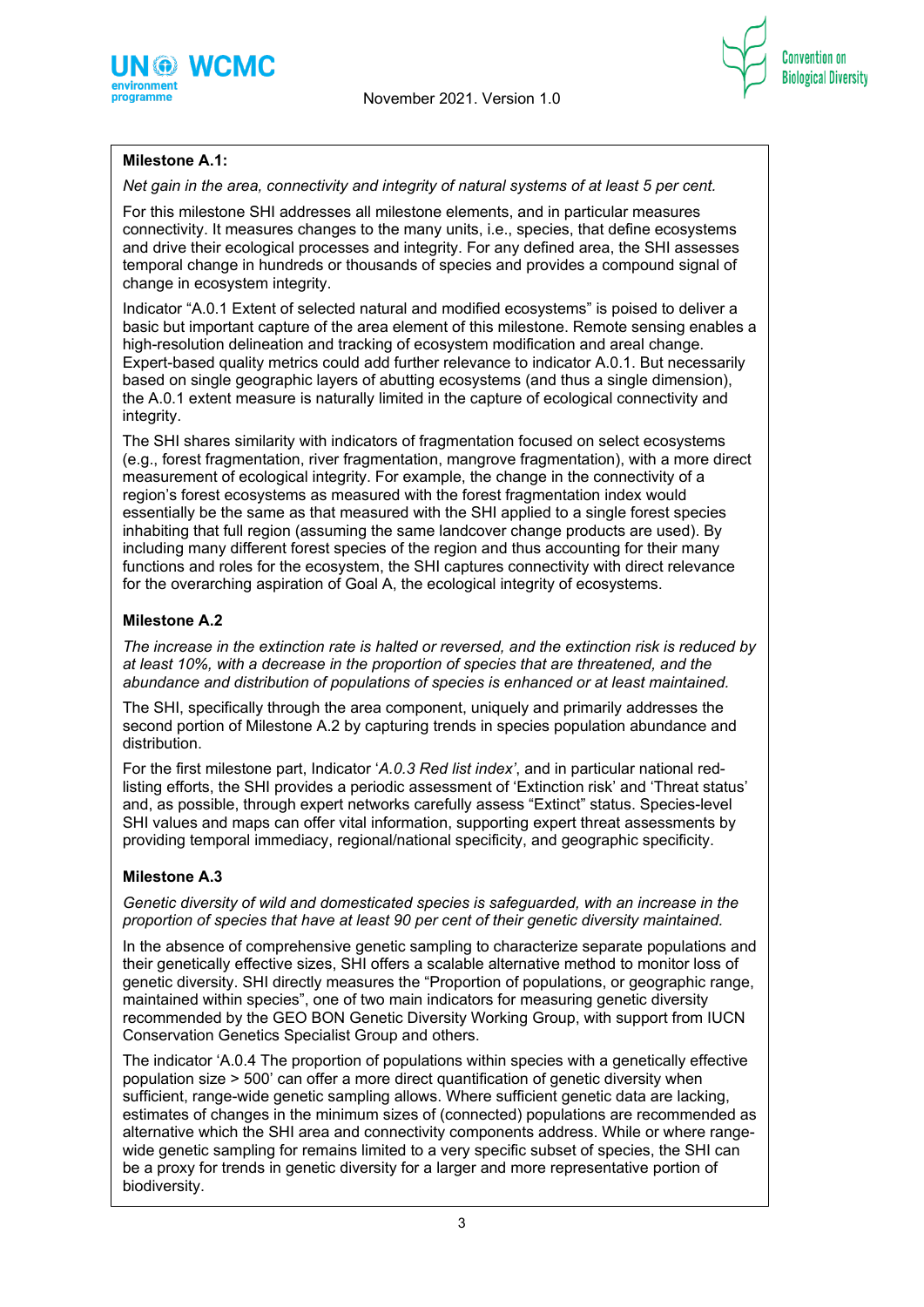**Milestone A.1:**

*Net gain in the area, connectivity and integrity of natural systems of at least 5 per cent.*

For this milestone SHI addresses all milestone elements, and in particular measures connectivity. It measures changes to the many units, i.e., species, that define ecosystems and drive their ecological processes and integrity. For any defined area, the SHI assesses temporal change in hundreds or thousands of species and provides a compound signal of change in ecosystem integrity.

Indicator "A.0.1 Extent of selected natural and modified ecosystems" is poised to deliver a basic but important capture of the area element of this milestone. Remote sensing enables a high-resolution delineation and tracking of ecosystem modification and areal change. Expert-based quality metrics could add further relevance to indicator A.0.1. But necessarily based on single geographic layers of abutting ecosystems (and thus a single dimension), the A.0.1 extent measure is naturally limited in the capture of ecological connectivity and integrity.

The SHI shares similarity with indicators of fragmentation focused on select ecosystems (e.g., forest fragmentation, river fragmentation, mangrove fragmentation), with a more direct measurement of ecological integrity. For example, the change in the connectivity of a region's forest ecosystems as measured with the forest fragmentation index would essentially be the same as that measured with the SHI applied to a single forest species inhabiting that full region (assuming the same landcover change products are used). By including many different forest species of the region and thus accounting for their many functions and roles for the ecosystem, the SHI captures connectivity with direct relevance for the overarching aspiration of Goal A, the ecological integrity of ecosystems.

**Milestone A.2**

*The increase in the extinction rate is halted or reversed, and the extinction risk is reduced by at least 10%, with a decrease in the proportion of species that are threatened, and the abundance and distribution of populations of species is enhanced or at least maintained.*

The SHI, specifically through the area component, uniquely and primarily addresses the second portion of Milestone A.2 by capturing trends in species population abundance and distribution.

For the first milestone part, Indicator '*A.0.3 Red list index*', and in particular national red-listing efforts, the SHI provides a periodic assessment of 'Extinction risk' and 'Threat status' and, as possible, through expert networks carefully assess "Extinct" status. Species-level SHI values and maps can offer vital information, supporting expert threat assessments by providing temporal immediacy, regional/national specificity, and geographic specificity.

**Milestone A.3**

*Genetic diversity of wild and domesticated species is safeguarded, with an increase in the proportion of species that have at least 90 per cent of their genetic diversity maintained.*

In the absence of comprehensive genetic sampling to characterize separate populations and their genetically effective sizes, SHI offers a scalable alternative method to monitor loss of genetic diversity. SHI directly measures the "Proportion of populations, or geographic range, maintained within species", one of two main indicators for measuring genetic diversity recommended by the GEO BON Genetic Diversity Working Group, with support from IUCN Conservation Genetics Specialist Group and others.

The indicator 'A.0.4 The proportion of populations within species with a genetically effective population size > 500' can offer a more direct quantification of genetic diversity when sufficient, range-wide genetic sampling allows. Where sufficient genetic data are lacking, estimates of changes in the minimum sizes of (connected) populations are recommended as alternative which the SHI area and connectivity components address. While or where range-wide genetic sampling for remains limited to a very specific subset of species, the SHI can be a proxy for trends in genetic diversity for a larger and more representative portion of biodiversity.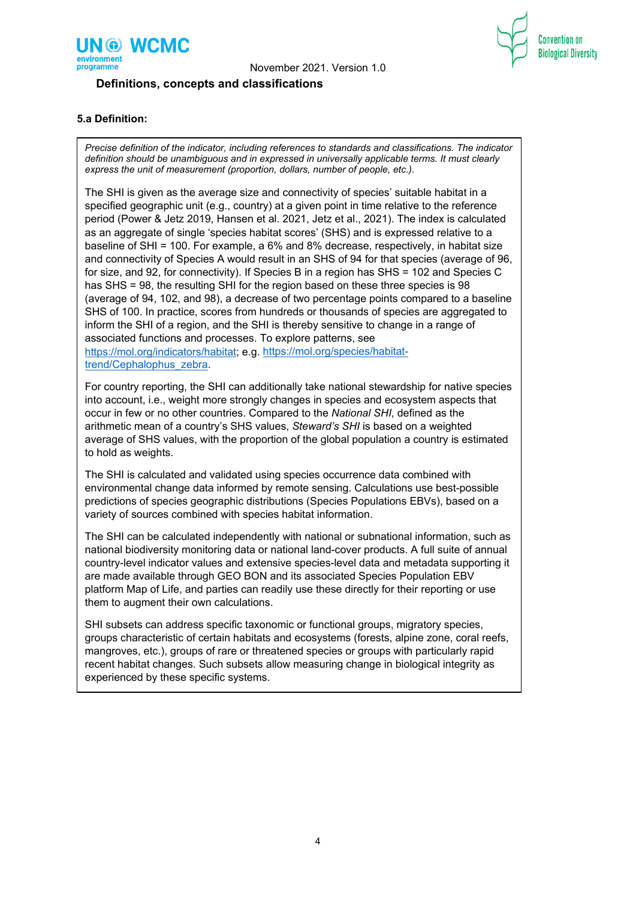### Definitions, concepts and classifications

#### 5.a Definition:

*Precise definition of the indicator, including references to standards and classifications. The indicator definition should be unambiguous and in expressed in universally applicable terms. It must clearly express the unit of measurement (proportion, dollars, number of people, etc.).*

The SHI is given as the average size and connectivity of species' suitable habitat in a specified geographic unit (e.g., country) at a given point in time relative to the reference period (Power & Jetz 2019, Hansen et al. 2021, Jetz et al., 2021). The index is calculated as an aggregate of single 'species habitat scores' (SHS) and is expressed relative to a baseline of SHI = 100. For example, a 6% and 8% decrease, respectively, in habitat size and connectivity of Species A would result in an SHS of 94 for that species (average of 96, for size, and 92, for connectivity). If Species B in a region has SHS = 102 and Species C has SHS = 98, the resulting SHI for the region based on these three species is 98 (average of 94, 102, and 98), a decrease of two percentage points compared to a baseline SHS of 100. In practice, scores from hundreds or thousands of species are aggregated to inform the SHI of a region, and the SHI is thereby sensitive to change in a range of associated functions and processes. To explore patterns, see https://mol.org/indicators/habitat; e.g. https://mol.org/species/habitat-trend/Cephalophus_zebra.

For country reporting, the SHI can additionally take national stewardship for native species into account, i.e., weight more strongly changes in species and ecosystem aspects that occur in few or no other countries. Compared to the *National SHI*, defined as the arithmetic mean of a country's SHS values, *Steward's SHI* is based on a weighted average of SHS values, with the proportion of the global population a country is estimated to hold as weights.

The SHI is calculated and validated using species occurrence data combined with environmental change data informed by remote sensing. Calculations use best-possible predictions of species geographic distributions (Species Populations EBVs), based on a variety of sources combined with species habitat information.

The SHI can be calculated independently with national or subnational information, such as national biodiversity monitoring data or national land-cover products. A full suite of annual country-level indicator values and extensive species-level data and metadata supporting it are made available through GEO BON and its associated Species Population EBV platform Map of Life, and parties can readily use these directly for their reporting or use them to augment their own calculations.

SHI subsets can address specific taxonomic or functional groups, migratory species, groups characteristic of certain habitats and ecosystems (forests, alpine zone, coral reefs, mangroves, etc.), groups of rare or threatened species or groups with particularly rapid recent habitat changes. Such subsets allow measuring change in biological integrity as experienced by these specific systems.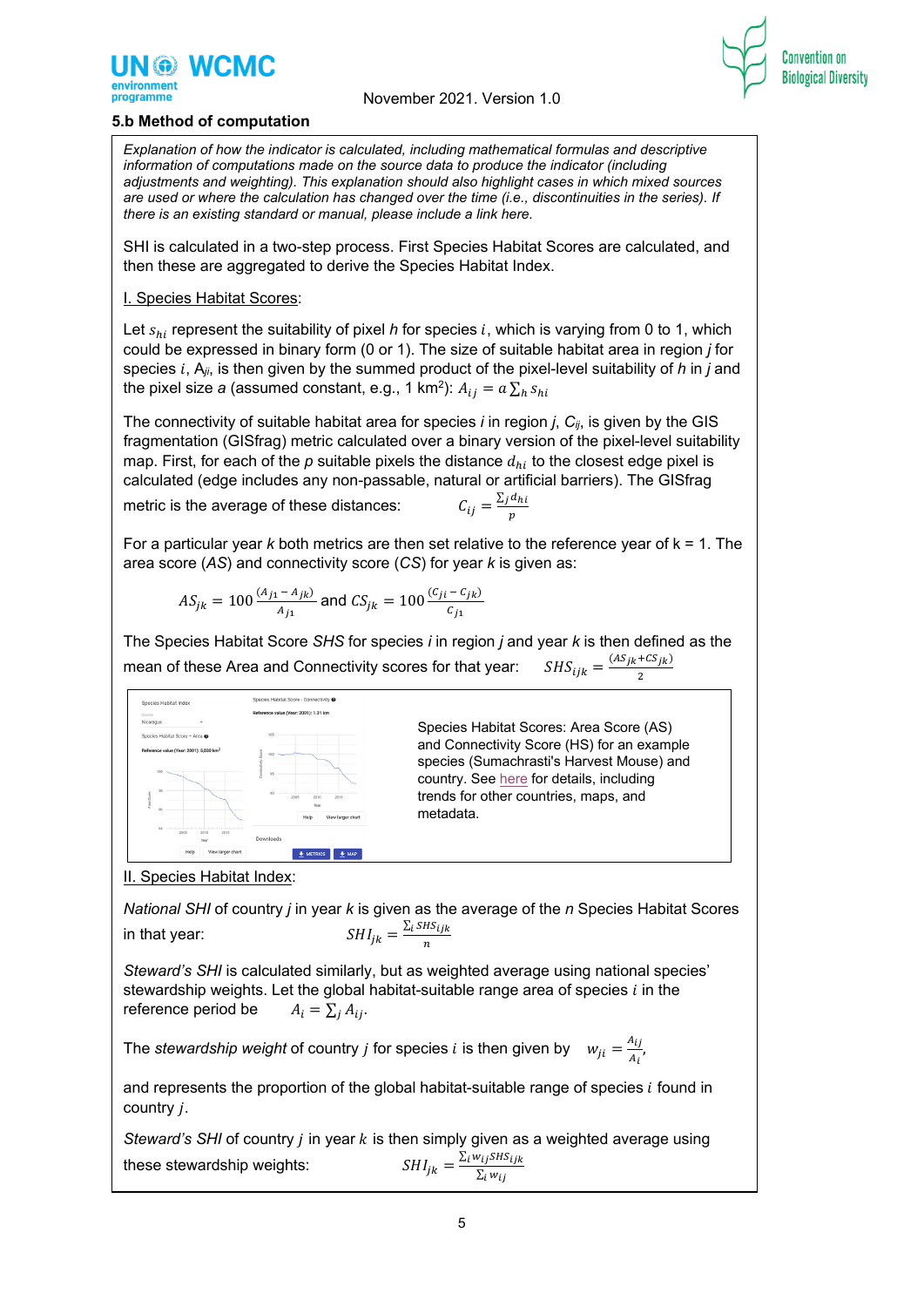### 5.b Method of computation

*Explanation of how the indicator is calculated, including mathematical formulas and descriptive information of computations made on the source data to produce the indicator (including adjustments and weighting). This explanation should also highlight cases in which mixed sources are used or where the calculation has changed over the time (i.e., discontinuities in the series). If there is an existing standard or manual, please include a link here.*

SHI is calculated in a two-step process. First Species Habitat Scores are calculated, and then these are aggregated to derive the Species Habitat Index.

I. Species Habitat Scores:

Let $s_{hi}$ represent the suitability of pixel *h* for species $i$, which is varying from 0 to 1, which could be expressed in binary form (0 or 1). The size of suitable habitat area in region *j* for species $i$, $A_{ji}$, is then given by the summed product of the pixel-level suitability of *h* in *j* and the pixel size *a* (assumed constant, e.g., 1 km$^2$): $A_{ij} = a \sum_h s_{hi}$

The connectivity of suitable habitat area for species *i* in region *j*, $C_{ij}$, is given by the GIS fragmentation (GISfrag) metric calculated over a binary version of the pixel-level suitability map. First, for each of the *p* suitable pixels the distance $d_{hi}$ to the closest edge pixel is calculated (edge includes any non-passable, natural or artificial barriers). The GISfrag metric is the average of these distances: $C_{ij} = \frac{\sum_j d_{hi}}{p}$

For a particular year *k* both metrics are then set relative to the reference year of k = 1. The area score (*AS*) and connectivity score (*CS*) for year *k* is given as:

$$AS_{jk} = 100\frac{(A_{j1} - A_{jk})}{A_{j1}} \text{ and } CS_{jk} = 100\frac{(C_{ji} - C_{jk})}{C_{j1}}$$

The Species Habitat Score *SHS* for species *i* in region *j* and year *k* is then defined as the mean of these Area and Connectivity scores for that year: $SHS_{ijk} = \frac{(AS_{jk} + CS_{jk})}{2}$

Species Habitat Scores: Area Score (AS) and Connectivity Score (HS) for an example species (Sumachrasti's Harvest Mouse) and country. See here for details, including trends for other countries, maps, and metadata.

II. Species Habitat Index:

*National SHI* of country *j* in year *k* is given as the average of the *n* Species Habitat Scores in that year: $SHI_{jk} = \frac{\sum_i SHS_{ijk}}{n}$

*Steward's SHI* is calculated similarly, but as weighted average using national species' stewardship weights. Let the global habitat-suitable range area of species $i$ in the reference period be $A_i = \sum_j A_{ij}$.

The *stewardship weight* of country *j* for species $i$ is then given by $w_{ji} = \frac{A_{ij}}{A_i}$,

and represents the proportion of the global habitat-suitable range of species $i$ found in country $j$.

*Steward's SHI* of country $j$ in year $k$ is then simply given as a weighted average using these stewardship weights: $SHI_{jk} = \frac{\sum_i w_{ij} SHS_{ijk}}{\sum_i w_{ij}}$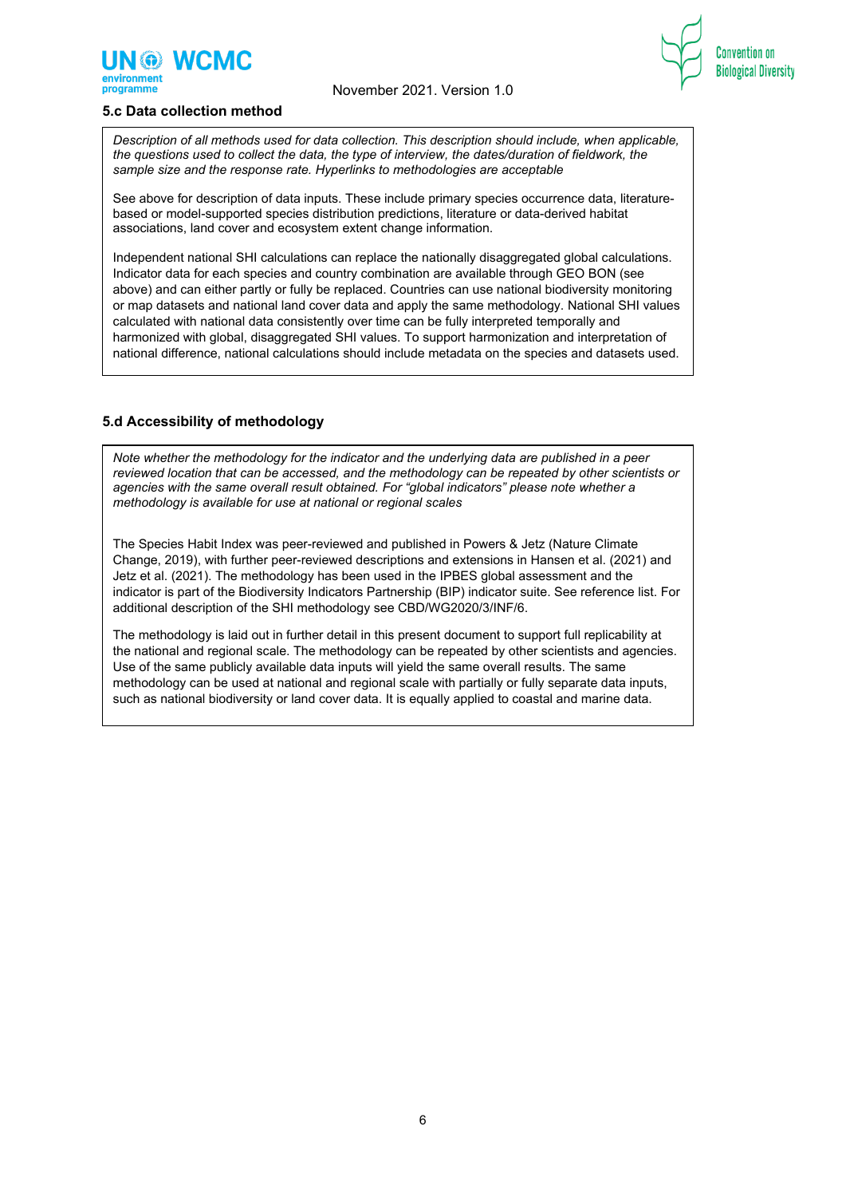### 5.c Data collection method

*Description of all methods used for data collection. This description should include, when applicable, the questions used to collect the data, the type of interview, the dates/duration of fieldwork, the sample size and the response rate. Hyperlinks to methodologies are acceptable*

See above for description of data inputs. These include primary species occurrence data, literature-based or model-supported species distribution predictions, literature or data-derived habitat associations, land cover and ecosystem extent change information.

Independent national SHI calculations can replace the nationally disaggregated global calculations. Indicator data for each species and country combination are available through GEO BON (see above) and can either partly or fully be replaced. Countries can use national biodiversity monitoring or map datasets and national land cover data and apply the same methodology. National SHI values calculated with national data consistently over time can be fully interpreted temporally and harmonized with global, disaggregated SHI values. To support harmonization and interpretation of national difference, national calculations should include metadata on the species and datasets used.

### 5.d Accessibility of methodology

*Note whether the methodology for the indicator and the underlying data are published in a peer reviewed location that can be accessed, and the methodology can be repeated by other scientists or agencies with the same overall result obtained. For "global indicators" please note whether a methodology is available for use at national or regional scales*

The Species Habit Index was peer-reviewed and published in Powers & Jetz (Nature Climate Change, 2019), with further peer-reviewed descriptions and extensions in Hansen et al. (2021) and Jetz et al. (2021). The methodology has been used in the IPBES global assessment and the indicator is part of the Biodiversity Indicators Partnership (BIP) indicator suite. See reference list. For additional description of the SHI methodology see CBD/WG2020/3/INF/6.

The methodology is laid out in further detail in this present document to support full replicability at the national and regional scale. The methodology can be repeated by other scientists and agencies. Use of the same publicly available data inputs will yield the same overall results. The same methodology can be used at national and regional scale with partially or fully separate data inputs, such as national biodiversity or land cover data. It is equally applied to coastal and marine data.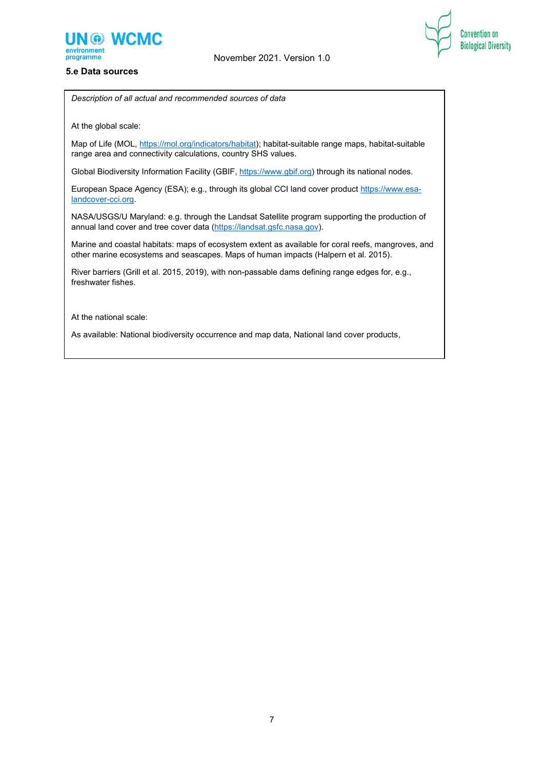### 5.e Data sources

*Description of all actual and recommended sources of data*

At the global scale:

Map of Life (MOL, https://mol.org/indicators/habitat); habitat-suitable range maps, habitat-suitable range area and connectivity calculations, country SHS values.

Global Biodiversity Information Facility (GBIF, https://www.gbif.org) through its national nodes.

European Space Agency (ESA); e.g., through its global CCI land cover product https://www.esa-landcover-cci.org.

NASA/USGS/U Maryland: e.g. through the Landsat Satellite program supporting the production of annual land cover and tree cover data (https://landsat.gsfc.nasa.gov).

Marine and coastal habitats: maps of ecosystem extent as available for coral reefs, mangroves, and other marine ecosystems and seascapes. Maps of human impacts (Halpern et al. 2015).

River barriers (Grill et al. 2015, 2019), with non-passable dams defining range edges for, e.g., freshwater fishes.

At the national scale:

As available: National biodiversity occurrence and map data, National land cover products,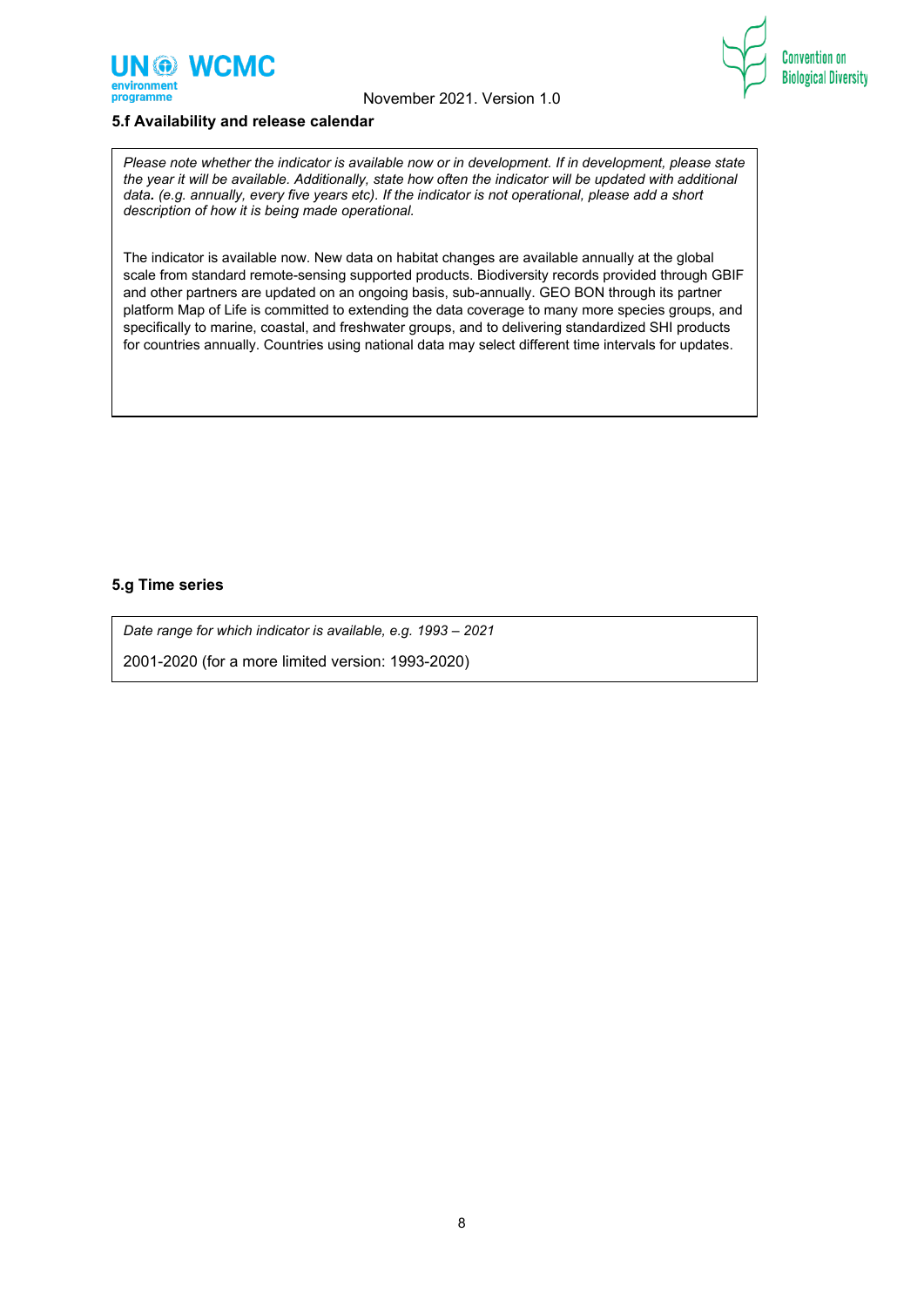#### 5.f Availability and release calendar

*Please note whether the indicator is available now or in development. If in development, please state the year it will be available. Additionally, state how often the indicator will be updated with additional data. (e.g. annually, every five years etc). If the indicator is not operational, please add a short description of how it is being made operational.*

The indicator is available now. New data on habitat changes are available annually at the global scale from standard remote-sensing supported products. Biodiversity records provided through GBIF and other partners are updated on an ongoing basis, sub-annually. GEO BON through its partner platform Map of Life is committed to extending the data coverage to many more species groups, and specifically to marine, coastal, and freshwater groups, and to delivering standardized SHI products for countries annually. Countries using national data may select different time intervals for updates.

#### 5.g Time series

*Date range for which indicator is available, e.g. 1993 – 2021*

2001-2020 (for a more limited version: 1993-2020)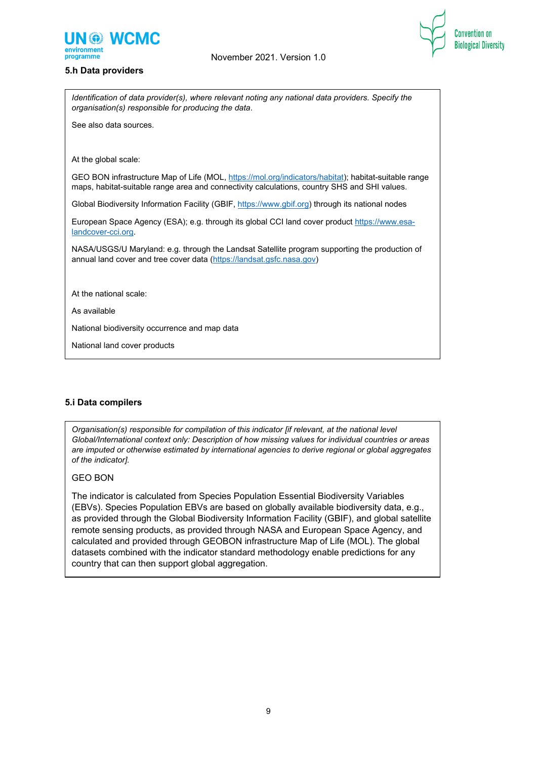### 5.h Data providers

*Identification of data provider(s), where relevant noting any national data providers. Specify the organisation(s) responsible for producing the data.*

See also data sources.

At the global scale:

GEO BON infrastructure Map of Life (MOL, https://mol.org/indicators/habitat); habitat-suitable range maps, habitat-suitable range area and connectivity calculations, country SHS and SHI values.

Global Biodiversity Information Facility (GBIF, https://www.gbif.org) through its national nodes

European Space Agency (ESA); e.g. through its global CCI land cover product https://www.esa-landcover-cci.org.

NASA/USGS/U Maryland: e.g. through the Landsat Satellite program supporting the production of annual land cover and tree cover data (https://landsat.gsfc.nasa.gov)

At the national scale:

As available

National biodiversity occurrence and map data

National land cover products

### 5.i Data compilers

*Organisation(s) responsible for compilation of this indicator [if relevant, at the national level Global/International context only: Description of how missing values for individual countries or areas are imputed or otherwise estimated by international agencies to derive regional or global aggregates of the indicator].*

GEO BON

The indicator is calculated from Species Population Essential Biodiversity Variables (EBVs). Species Population EBVs are based on globally available biodiversity data, e.g., as provided through the Global Biodiversity Information Facility (GBIF), and global satellite remote sensing products, as provided through NASA and European Space Agency, and calculated and provided through GEOBON infrastructure Map of Life (MOL). The global datasets combined with the indicator standard methodology enable predictions for any country that can then support global aggregation.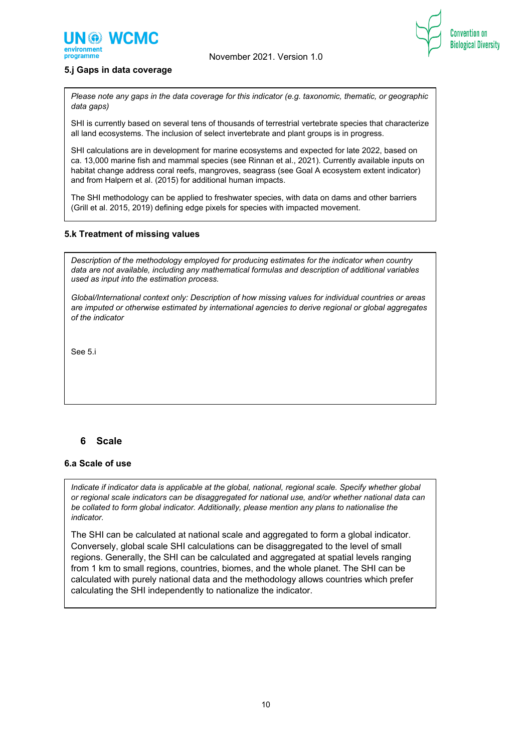### 5.j Gaps in data coverage

*Please note any gaps in the data coverage for this indicator (e.g. taxonomic, thematic, or geographic data gaps)*

SHI is currently based on several tens of thousands of terrestrial vertebrate species that characterize all land ecosystems. The inclusion of select invertebrate and plant groups is in progress.

SHI calculations are in development for marine ecosystems and expected for late 2022, based on ca. 13,000 marine fish and mammal species (see Rinnan et al., 2021). Currently available inputs on habitat change address coral reefs, mangroves, seagrass (see Goal A ecosystem extent indicator) and from Halpern et al. (2015) for additional human impacts.

The SHI methodology can be applied to freshwater species, with data on dams and other barriers (Grill et al. 2015, 2019) defining edge pixels for species with impacted movement.

### 5.k Treatment of missing values

*Description of the methodology employed for producing estimates for the indicator when country data are not available, including any mathematical formulas and description of additional variables used as input into the estimation process.*

*Global/International context only: Description of how missing values for individual countries or areas are imputed or otherwise estimated by international agencies to derive regional or global aggregates of the indicator*

See 5.i

## 6 Scale

### 6.a Scale of use

*Indicate if indicator data is applicable at the global, national, regional scale. Specify whether global or regional scale indicators can be disaggregated for national use, and/or whether national data can be collated to form global indicator. Additionally, please mention any plans to nationalise the indicator.*

The SHI can be calculated at national scale and aggregated to form a global indicator. Conversely, global scale SHI calculations can be disaggregated to the level of small regions. Generally, the SHI can be calculated and aggregated at spatial levels ranging from 1 km to small regions, countries, biomes, and the whole planet. The SHI can be calculated with purely national data and the methodology allows countries which prefer calculating the SHI independently to nationalize the indicator.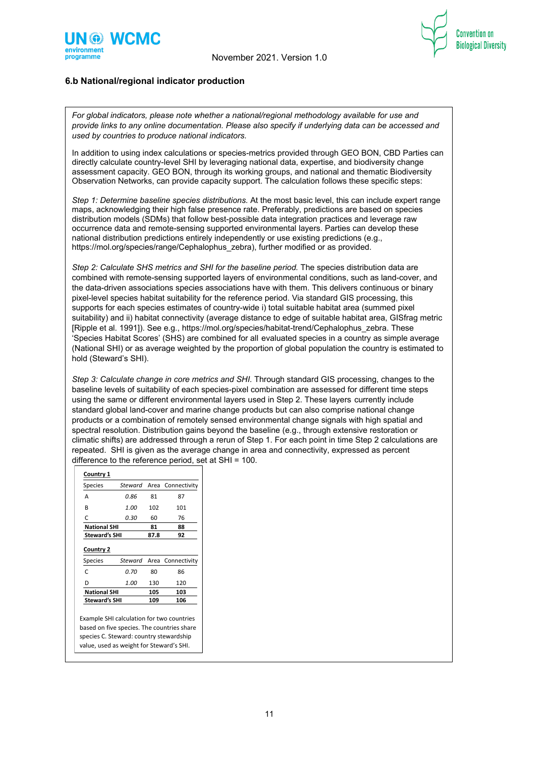### 6.b National/regional indicator production

*For global indicators, please note whether a national/regional methodology available for use and provide links to any online documentation. Please also specify if underlying data can be accessed and used by countries to produce national indicators.*

In addition to using index calculations or species-metrics provided through GEO BON, CBD Parties can directly calculate country-level SHI by leveraging national data, expertise, and biodiversity change assessment capacity. GEO BON, through its working groups, and national and thematic Biodiversity Observation Networks, can provide capacity support. The calculation follows these specific steps:

*Step 1: Determine baseline species distributions.* At the most basic level, this can include expert range maps, acknowledging their high false presence rate. Preferably, predictions are based on species distribution models (SDMs) that follow best-possible data integration practices and leverage raw occurrence data and remote-sensing supported environmental layers. Parties can develop these national distribution predictions entirely independently or use existing predictions (e.g., https://mol.org/species/range/Cephalophus_zebra), further modified or as provided.

*Step 2: Calculate SHS metrics and SHI for the baseline period.* The species distribution data are combined with remote-sensing supported layers of environmental conditions, such as land-cover, and the data-driven associations species associations have with them. This delivers continuous or binary pixel-level species habitat suitability for the reference period. Via standard GIS processing, this supports for each species estimates of country-wide i) total suitable habitat area (summed pixel suitability) and ii) habitat connectivity (average distance to edge of suitable habitat area, GISfrag metric [Ripple et al. 1991]). See e.g., https://mol.org/species/habitat-trend/Cephalophus_zebra. These 'Species Habitat Scores' (SHS) are combined for all evaluated species in a country as simple average (National SHI) or as average weighted by the proportion of global population the country is estimated to hold (Steward's SHI).

*Step 3: Calculate change in core metrics and SHI.* Through standard GIS processing, changes to the baseline levels of suitability of each species-pixel combination are assessed for different time steps using the same or different environmental layers used in Step 2. These layers currently include standard global land-cover and marine change products but can also comprise national change products or a combination of remotely sensed environmental change signals with high spatial and spectral resolution. Distribution gains beyond the baseline (e.g., through extensive restoration or climatic shifts) are addressed through a rerun of Step 1. For each point in time Step 2 calculations are repeated. SHI is given as the average change in area and connectivity, expressed as percent difference to the reference period, set at SHI = 100.

**Country 1**

| Species | *Steward* | Area | Connectivity |
|---|---|---|---|
| A | *0.86* | 81 | 87 |
| B | *1.00* | 102 | 101 |
| C | *0.30* | 60 | 76 |
| **National SHI** | | **81** | **88** |
| **Steward's SHI** | | **87.8** | **92** |

**Country 2**

| Species | *Steward* | Area | Connectivity |
|---|---|---|---|
| C | *0.70* | 80 | 86 |
| D | *1.00* | 130 | 120 |
| **National SHI** | | **105** | **103** |
| **Steward's SHI** | | **109** | **106** |

Example SHI calculation for two countries based on five species. The countries share species C. Steward: country stewardship value, used as weight for Steward's SHI.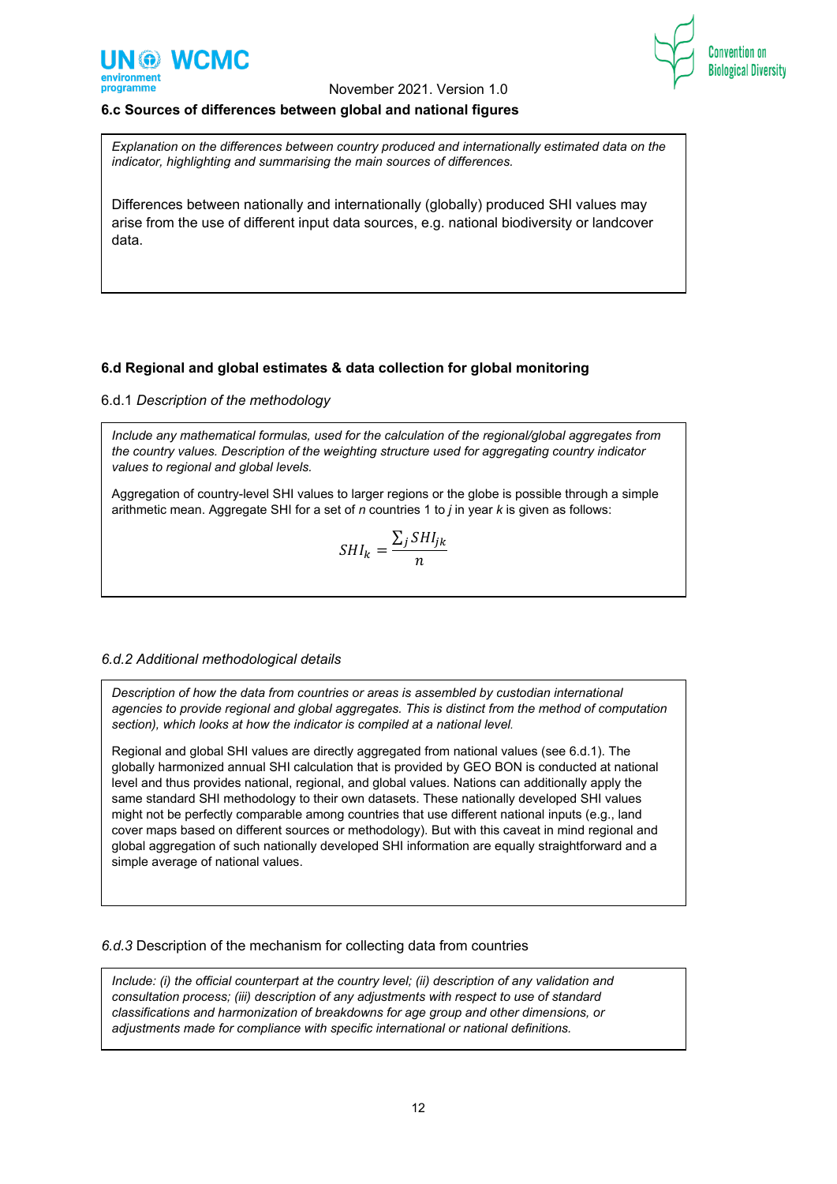### 6.c Sources of differences between global and national figures

*Explanation on the differences between country produced and internationally estimated data on the indicator, highlighting and summarising the main sources of differences.*

Differences between nationally and internationally (globally) produced SHI values may arise from the use of different input data sources, e.g. national biodiversity or landcover data.

### 6.d Regional and global estimates & data collection for global monitoring

6.d.1 *Description of the methodology*

*Include any mathematical formulas, used for the calculation of the regional/global aggregates from the country values. Description of the weighting structure used for aggregating country indicator values to regional and global levels.*

Aggregation of country-level SHI values to larger regions or the globe is possible through a simple arithmetic mean. Aggregate SHI for a set of *n* countries 1 to *j* in year *k* is given as follows:

$$SHI_k = \frac{\sum_j SHI_{jk}}{n}$$

*6.d.2 Additional methodological details*

*Description of how the data from countries or areas is assembled by custodian international agencies to provide regional and global aggregates. This is distinct from the method of computation section), which looks at how the indicator is compiled at a national level.*

Regional and global SHI values are directly aggregated from national values (see 6.d.1). The globally harmonized annual SHI calculation that is provided by GEO BON is conducted at national level and thus provides national, regional, and global values. Nations can additionally apply the same standard SHI methodology to their own datasets. These nationally developed SHI values might not be perfectly comparable among countries that use different national inputs (e.g., land cover maps based on different sources or methodology). But with this caveat in mind regional and global aggregation of such nationally developed SHI information are equally straightforward and a simple average of national values.

*6.d.3* Description of the mechanism for collecting data from countries

*Include: (i) the official counterpart at the country level; (ii) description of any validation and consultation process; (iii) description of any adjustments with respect to use of standard classifications and harmonization of breakdowns for age group and other dimensions, or adjustments made for compliance with specific international or national definitions.*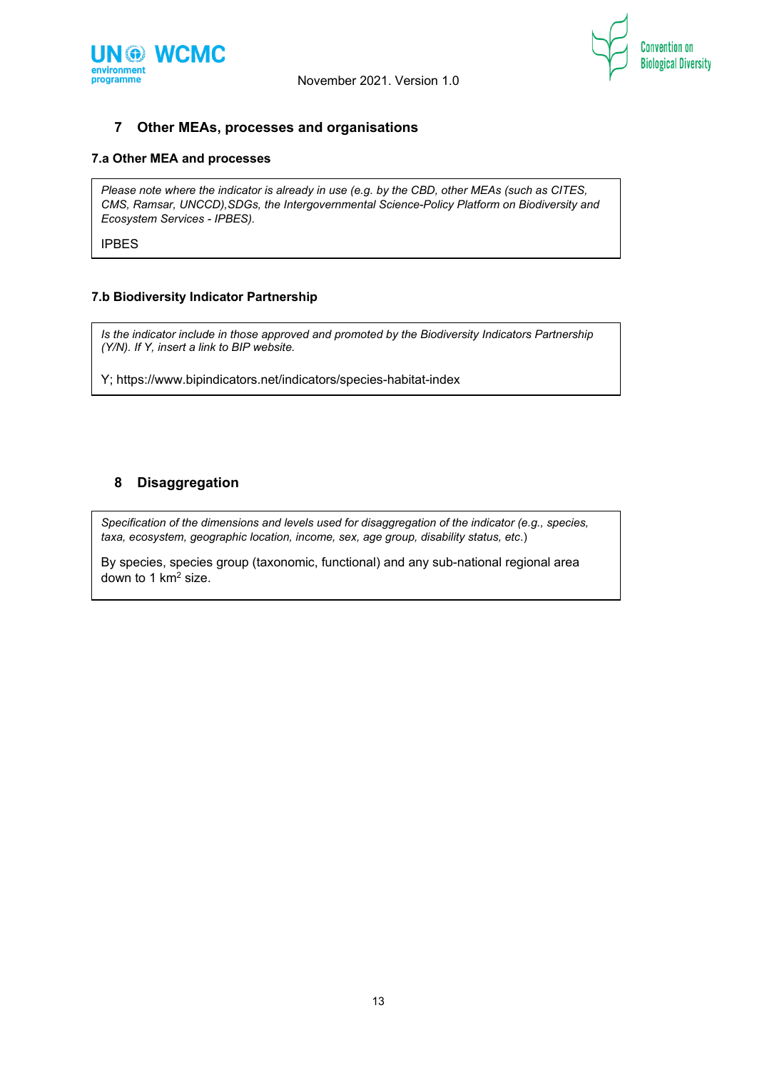## 7 Other MEAs, processes and organisations

### 7.a Other MEA and processes

*Please note where the indicator is already in use (e.g. by the CBD, other MEAs (such as CITES, CMS, Ramsar, UNCCD),SDGs, the Intergovernmental Science-Policy Platform on Biodiversity and Ecosystem Services - IPBES).*

IPBES

### 7.b Biodiversity Indicator Partnership

*Is the indicator include in those approved and promoted by the Biodiversity Indicators Partnership (Y/N). If Y, insert a link to BIP website.*

Y; https://www.bipindicators.net/indicators/species-habitat-index

## 8 Disaggregation

*Specification of the dimensions and levels used for disaggregation of the indicator (e.g., species, taxa, ecosystem, geographic location, income, sex, age group, disability status, etc.*)

By species, species group (taxonomic, functional) and any sub-national regional area down to 1 $km^2$ size.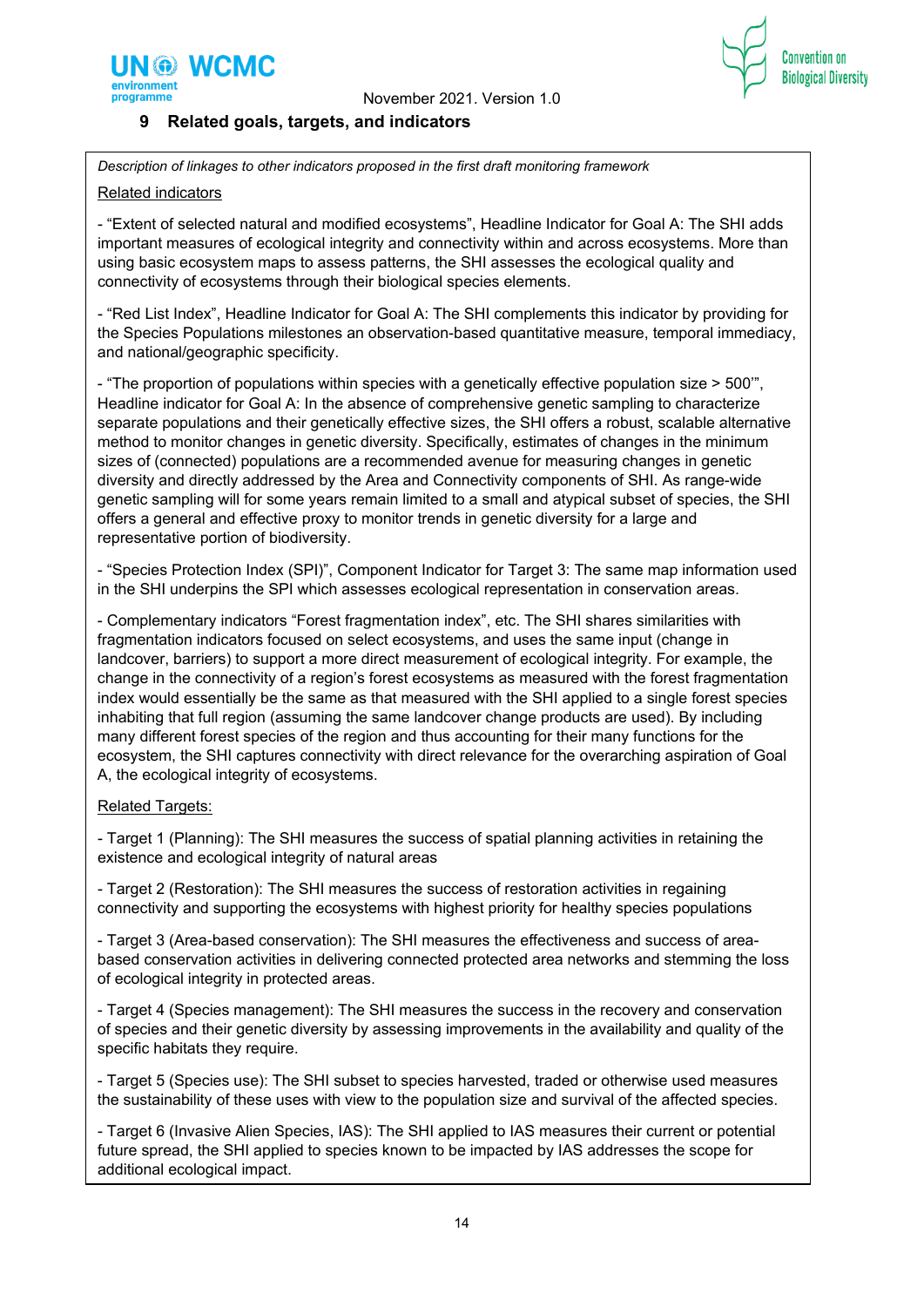## 9 Related goals, targets, and indicators

*Description of linkages to other indicators proposed in the first draft monitoring framework*

Related indicators

- "Extent of selected natural and modified ecosystems", Headline Indicator for Goal A: The SHI adds important measures of ecological integrity and connectivity within and across ecosystems. More than using basic ecosystem maps to assess patterns, the SHI assesses the ecological quality and connectivity of ecosystems through their biological species elements.

- "Red List Index", Headline Indicator for Goal A: The SHI complements this indicator by providing for the Species Populations milestones an observation-based quantitative measure, temporal immediacy, and national/geographic specificity.

- "The proportion of populations within species with a genetically effective population size > 500'", Headline indicator for Goal A: In the absence of comprehensive genetic sampling to characterize separate populations and their genetically effective sizes, the SHI offers a robust, scalable alternative method to monitor changes in genetic diversity. Specifically, estimates of changes in the minimum sizes of (connected) populations are a recommended avenue for measuring changes in genetic diversity and directly addressed by the Area and Connectivity components of SHI. As range-wide genetic sampling will for some years remain limited to a small and atypical subset of species, the SHI offers a general and effective proxy to monitor trends in genetic diversity for a large and representative portion of biodiversity.

- "Species Protection Index (SPI)", Component Indicator for Target 3: The same map information used in the SHI underpins the SPI which assesses ecological representation in conservation areas.

- Complementary indicators "Forest fragmentation index", etc. The SHI shares similarities with fragmentation indicators focused on select ecosystems, and uses the same input (change in landcover, barriers) to support a more direct measurement of ecological integrity. For example, the change in the connectivity of a region's forest ecosystems as measured with the forest fragmentation index would essentially be the same as that measured with the SHI applied to a single forest species inhabiting that full region (assuming the same landcover change products are used). By including many different forest species of the region and thus accounting for their many functions for the ecosystem, the SHI captures connectivity with direct relevance for the overarching aspiration of Goal A, the ecological integrity of ecosystems.

Related Targets:

- Target 1 (Planning): The SHI measures the success of spatial planning activities in retaining the existence and ecological integrity of natural areas

- Target 2 (Restoration): The SHI measures the success of restoration activities in regaining connectivity and supporting the ecosystems with highest priority for healthy species populations

- Target 3 (Area-based conservation): The SHI measures the effectiveness and success of area-based conservation activities in delivering connected protected area networks and stemming the loss of ecological integrity in protected areas.

- Target 4 (Species management): The SHI measures the success in the recovery and conservation of species and their genetic diversity by assessing improvements in the availability and quality of the specific habitats they require.

- Target 5 (Species use): The SHI subset to species harvested, traded or otherwise used measures the sustainability of these uses with view to the population size and survival of the affected species.

- Target 6 (Invasive Alien Species, IAS): The SHI applied to IAS measures their current or potential future spread, the SHI applied to species known to be impacted by IAS addresses the scope for additional ecological impact.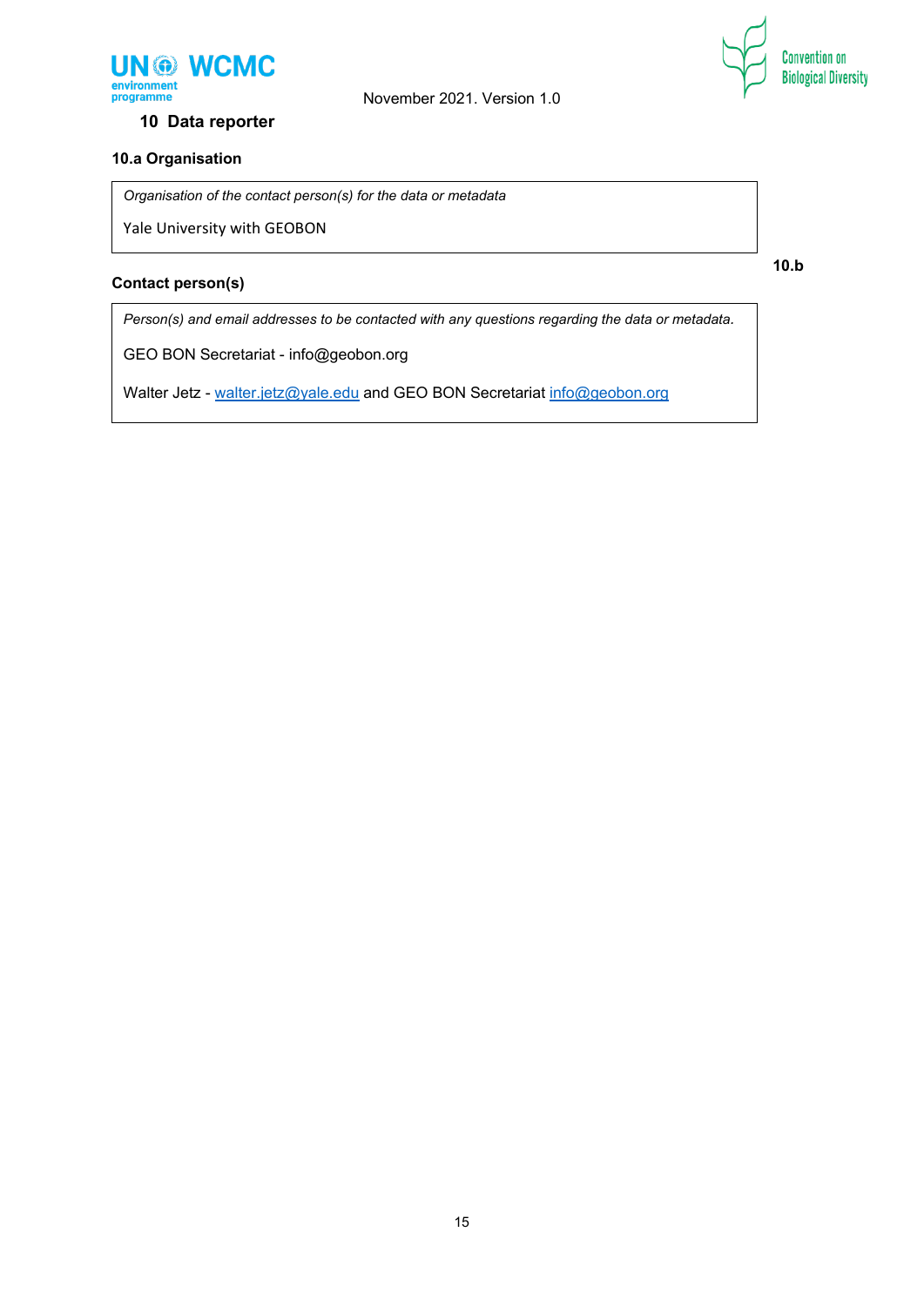## 10 Data reporter

### 10.a Organisation

*Organisation of the contact person(s) for the data or metadata*

Yale University with GEOBON

### 10.b Contact person(s)

*Person(s) and email addresses to be contacted with any questions regarding the data or metadata.*

GEO BON Secretariat - info@geobon.org

Walter Jetz - walter.jetz@yale.edu and GEO BON Secretariat info@geobon.org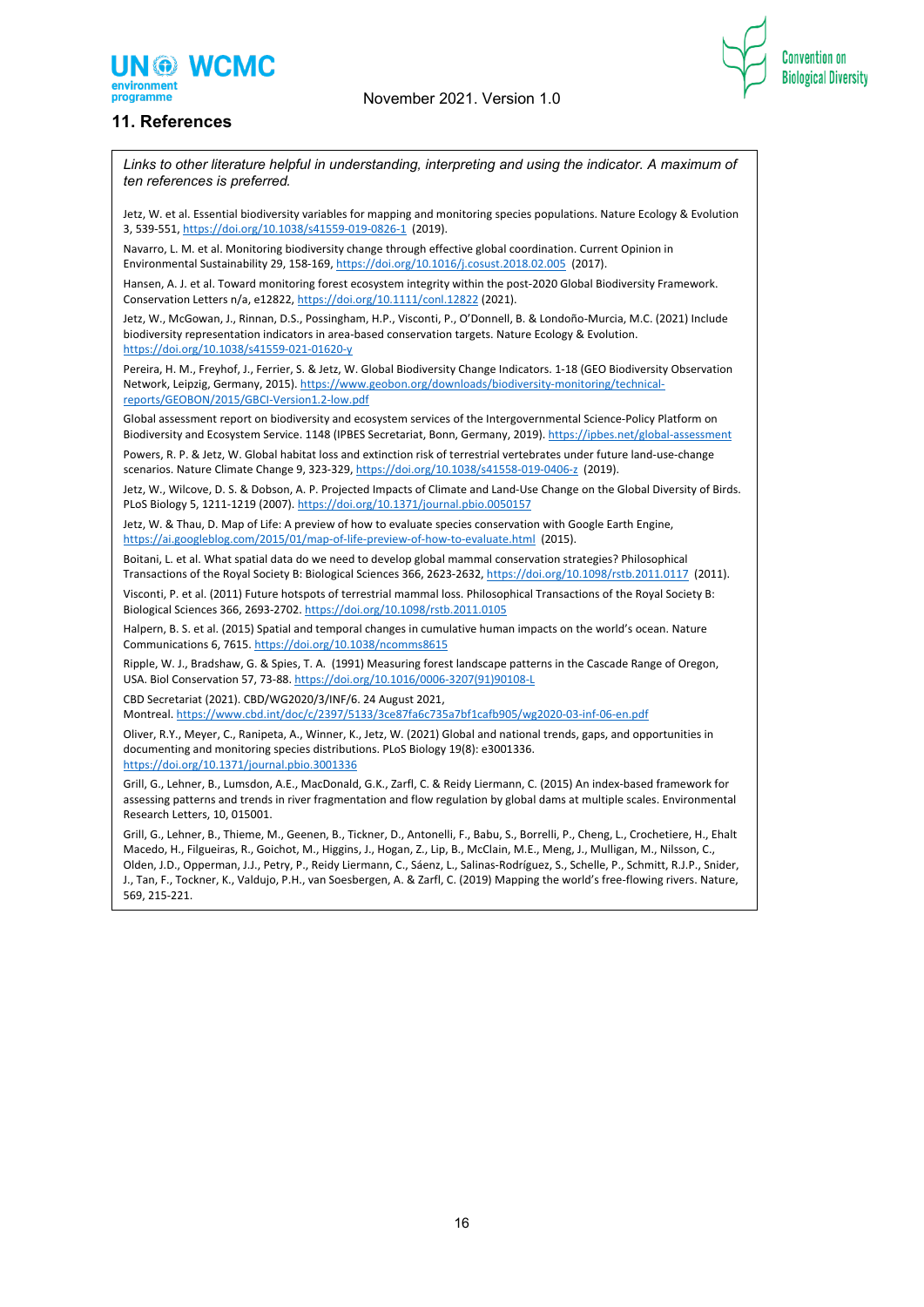## 11. References

*Links to other literature helpful in understanding, interpreting and using the indicator. A maximum of ten references is preferred.*

Jetz, W. et al. Essential biodiversity variables for mapping and monitoring species populations. Nature Ecology & Evolution 3, 539-551, https://doi.org/10.1038/s41559-019-0826-1 (2019).

Navarro, L. M. et al. Monitoring biodiversity change through effective global coordination. Current Opinion in Environmental Sustainability 29, 158-169, https://doi.org/10.1016/j.cosust.2018.02.005 (2017).

Hansen, A. J. et al. Toward monitoring forest ecosystem integrity within the post-2020 Global Biodiversity Framework. Conservation Letters n/a, e12822, https://doi.org/10.1111/conl.12822 (2021).

Jetz, W., McGowan, J., Rinnan, D.S., Possingham, H.P., Visconti, P., O'Donnell, B. & Londoño-Murcia, M.C. (2021) Include biodiversity representation indicators in area-based conservation targets. Nature Ecology & Evolution. https://doi.org/10.1038/s41559-021-01620-y

Pereira, H. M., Freyhof, J., Ferrier, S. & Jetz, W. Global Biodiversity Change Indicators. 1-18 (GEO Biodiversity Observation Network, Leipzig, Germany, 2015). https://www.geobon.org/downloads/biodiversity-monitoring/technical-reports/GEOBON/2015/GBCI-Version1.2-low.pdf

Global assessment report on biodiversity and ecosystem services of the Intergovernmental Science-Policy Platform on Biodiversity and Ecosystem Service. 1148 (IPBES Secretariat, Bonn, Germany, 2019). https://ipbes.net/global-assessment

Powers, R. P. & Jetz, W. Global habitat loss and extinction risk of terrestrial vertebrates under future land-use-change scenarios. Nature Climate Change 9, 323-329, https://doi.org/10.1038/s41558-019-0406-z (2019).

Jetz, W., Wilcove, D. S. & Dobson, A. P. Projected Impacts of Climate and Land-Use Change on the Global Diversity of Birds. PLoS Biology 5, 1211-1219 (2007). https://doi.org/10.1371/journal.pbio.0050157

Jetz, W. & Thau, D. Map of Life: A preview of how to evaluate species conservation with Google Earth Engine, https://ai.googleblog.com/2015/01/map-of-life-preview-of-how-to-evaluate.html (2015).

Boitani, L. et al. What spatial data do we need to develop global mammal conservation strategies? Philosophical Transactions of the Royal Society B: Biological Sciences 366, 2623-2632, https://doi.org/10.1098/rstb.2011.0117 (2011).

Visconti, P. et al. (2011) Future hotspots of terrestrial mammal loss. Philosophical Transactions of the Royal Society B: Biological Sciences 366, 2693-2702. https://doi.org/10.1098/rstb.2011.0105

Halpern, B. S. et al. (2015) Spatial and temporal changes in cumulative human impacts on the world's ocean. Nature Communications 6, 7615. https://doi.org/10.1038/ncomms8615

Ripple, W. J., Bradshaw, G. & Spies, T. A. (1991) Measuring forest landscape patterns in the Cascade Range of Oregon, USA. Biol Conservation 57, 73-88. https://doi.org/10.1016/0006-3207(91)90108-L

CBD Secretariat (2021). CBD/WG2020/3/INF/6. 24 August 2021, Montreal. https://www.cbd.int/doc/c/2397/5133/3ce87fa6c735a7bf1cafb905/wg2020-03-inf-06-en.pdf

Oliver, R.Y., Meyer, C., Ranipeta, A., Winner, K., Jetz, W. (2021) Global and national trends, gaps, and opportunities in documenting and monitoring species distributions. PLoS Biology 19(8): e3001336. https://doi.org/10.1371/journal.pbio.3001336

Grill, G., Lehner, B., Lumsdon, A.E., MacDonald, G.K., Zarfl, C. & Reidy Liermann, C. (2015) An index-based framework for assessing patterns and trends in river fragmentation and flow regulation by global dams at multiple scales. Environmental Research Letters, 10, 015001.

Grill, G., Lehner, B., Thieme, M., Geenen, B., Tickner, D., Antonelli, F., Babu, S., Borrelli, P., Cheng, L., Crochetiere, H., Ehalt Macedo, H., Filgueiras, R., Goichot, M., Higgins, J., Hogan, Z., Lip, B., McClain, M.E., Meng, J., Mulligan, M., Nilsson, C., Olden, J.D., Opperman, J.J., Petry, P., Reidy Liermann, C., Sáenz, L., Salinas-Rodríguez, S., Schelle, P., Schmitt, R.J.P., Snider, J., Tan, F., Tockner, K., Valdujo, P.H., van Soesbergen, A. & Zarfl, C. (2019) Mapping the world's free-flowing rivers. Nature, 569, 215-221.